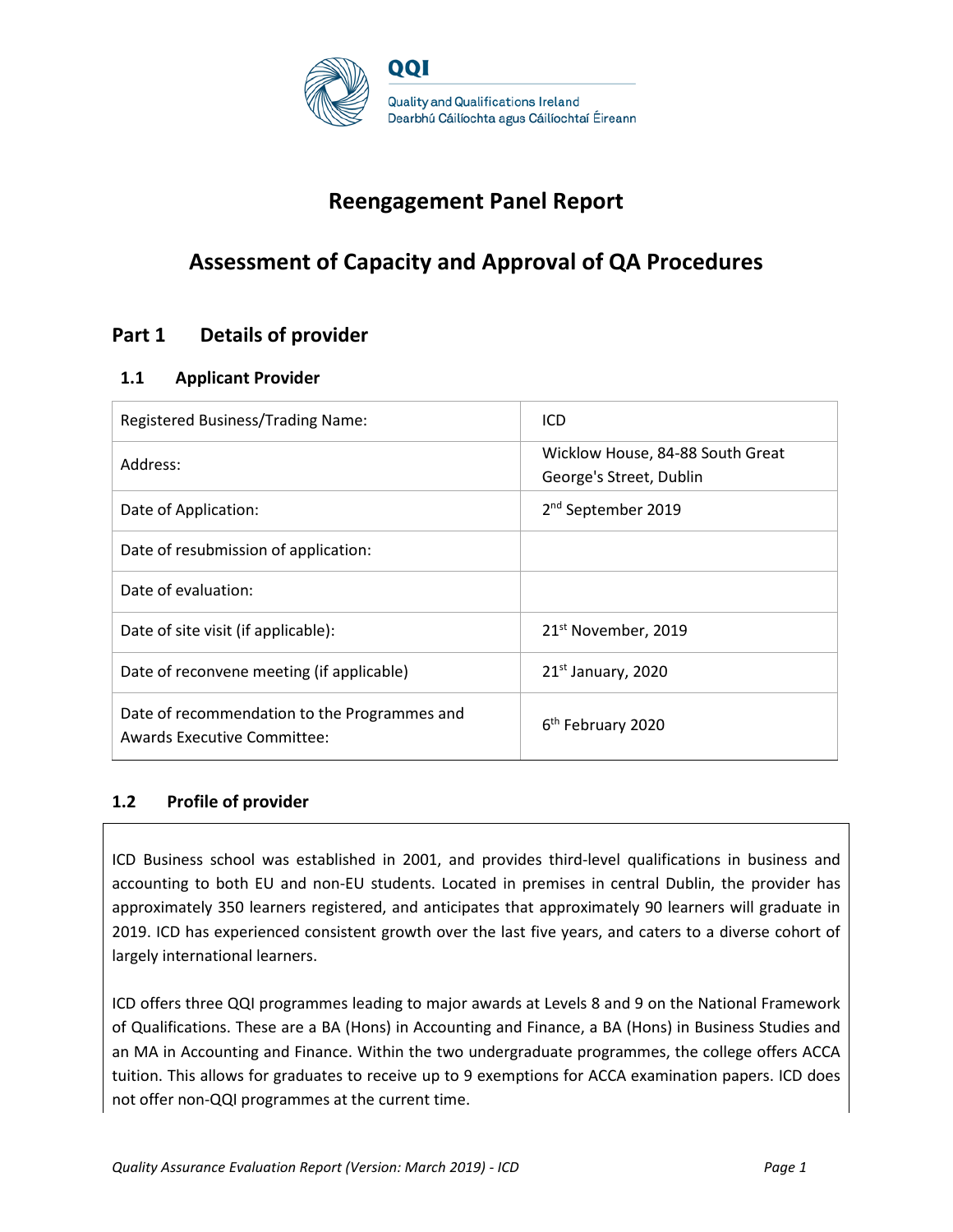QQI

Quality and Qualifications Ireland
Dearbhú Cáilíochta agus Cáilíochtaí Éireann

# Reengagement Panel Report

# Assessment of Capacity and Approval of QA Procedures

## Part 1 Details of provider

### 1.1 Applicant Provider

| | |
|---|---|
| Registered Business/Trading Name: | ICD |
| Address: | Wicklow House, 84-88 South Great George's Street, Dublin |
| Date of Application: | 2nd September 2019 |
| Date of resubmission of application: | |
| Date of evaluation: | |
| Date of site visit (if applicable): | 21st November, 2019 |
| Date of reconvene meeting (if applicable) | 21st January, 2020 |
| Date of recommendation to the Programmes and Awards Executive Committee: | 6th February 2020 |

### 1.2 Profile of provider

ICD Business school was established in 2001, and provides third-level qualifications in business and accounting to both EU and non-EU students. Located in premises in central Dublin, the provider has approximately 350 learners registered, and anticipates that approximately 90 learners will graduate in 2019. ICD has experienced consistent growth over the last five years, and caters to a diverse cohort of largely international learners.

ICD offers three QQI programmes leading to major awards at Levels 8 and 9 on the National Framework of Qualifications. These are a BA (Hons) in Accounting and Finance, a BA (Hons) in Business Studies and an MA in Accounting and Finance. Within the two undergraduate programmes, the college offers ACCA tuition. This allows for graduates to receive up to 9 exemptions for ACCA examination papers. ICD does not offer non-QQI programmes at the current time.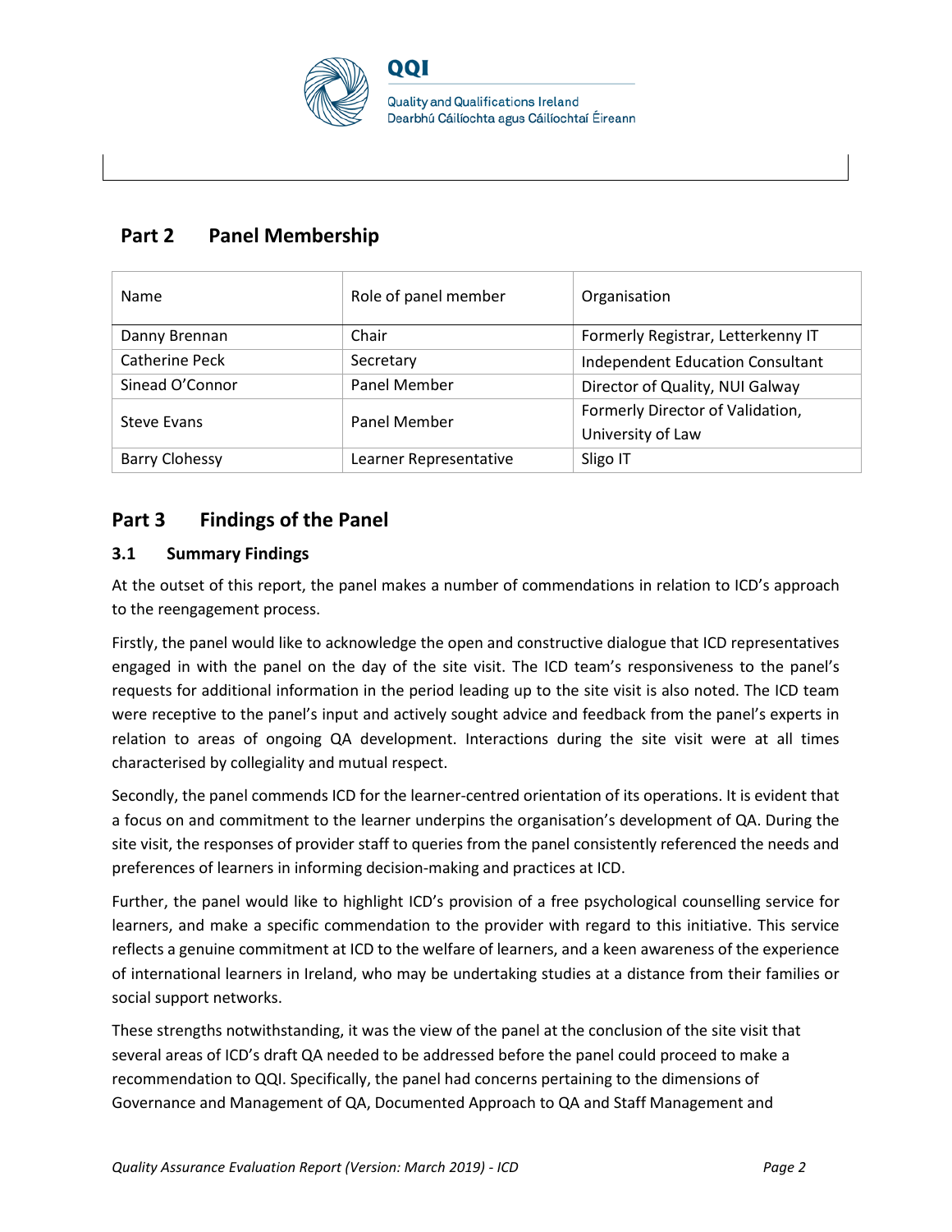## Part 2 Panel Membership

| Name | Role of panel member | Organisation |
|---|---|---|
| Danny Brennan | Chair | Formerly Registrar, Letterkenny IT |
| Catherine Peck | Secretary | Independent Education Consultant |
| Sinead O'Connor | Panel Member | Director of Quality, NUI Galway |
| Steve Evans | Panel Member | Formerly Director of Validation, University of Law |
| Barry Clohessy | Learner Representative | Sligo IT |

## Part 3 Findings of the Panel

### 3.1 Summary Findings

At the outset of this report, the panel makes a number of commendations in relation to ICD's approach to the reengagement process.

Firstly, the panel would like to acknowledge the open and constructive dialogue that ICD representatives engaged in with the panel on the day of the site visit. The ICD team's responsiveness to the panel's requests for additional information in the period leading up to the site visit is also noted. The ICD team were receptive to the panel's input and actively sought advice and feedback from the panel's experts in relation to areas of ongoing QA development. Interactions during the site visit were at all times characterised by collegiality and mutual respect.

Secondly, the panel commends ICD for the learner-centred orientation of its operations. It is evident that a focus on and commitment to the learner underpins the organisation's development of QA. During the site visit, the responses of provider staff to queries from the panel consistently referenced the needs and preferences of learners in informing decision-making and practices at ICD.

Further, the panel would like to highlight ICD's provision of a free psychological counselling service for learners, and make a specific commendation to the provider with regard to this initiative. This service reflects a genuine commitment at ICD to the welfare of learners, and a keen awareness of the experience of international learners in Ireland, who may be undertaking studies at a distance from their families or social support networks.

These strengths notwithstanding, it was the view of the panel at the conclusion of the site visit that several areas of ICD's draft QA needed to be addressed before the panel could proceed to make a recommendation to QQI. Specifically, the panel had concerns pertaining to the dimensions of Governance and Management of QA, Documented Approach to QA and Staff Management and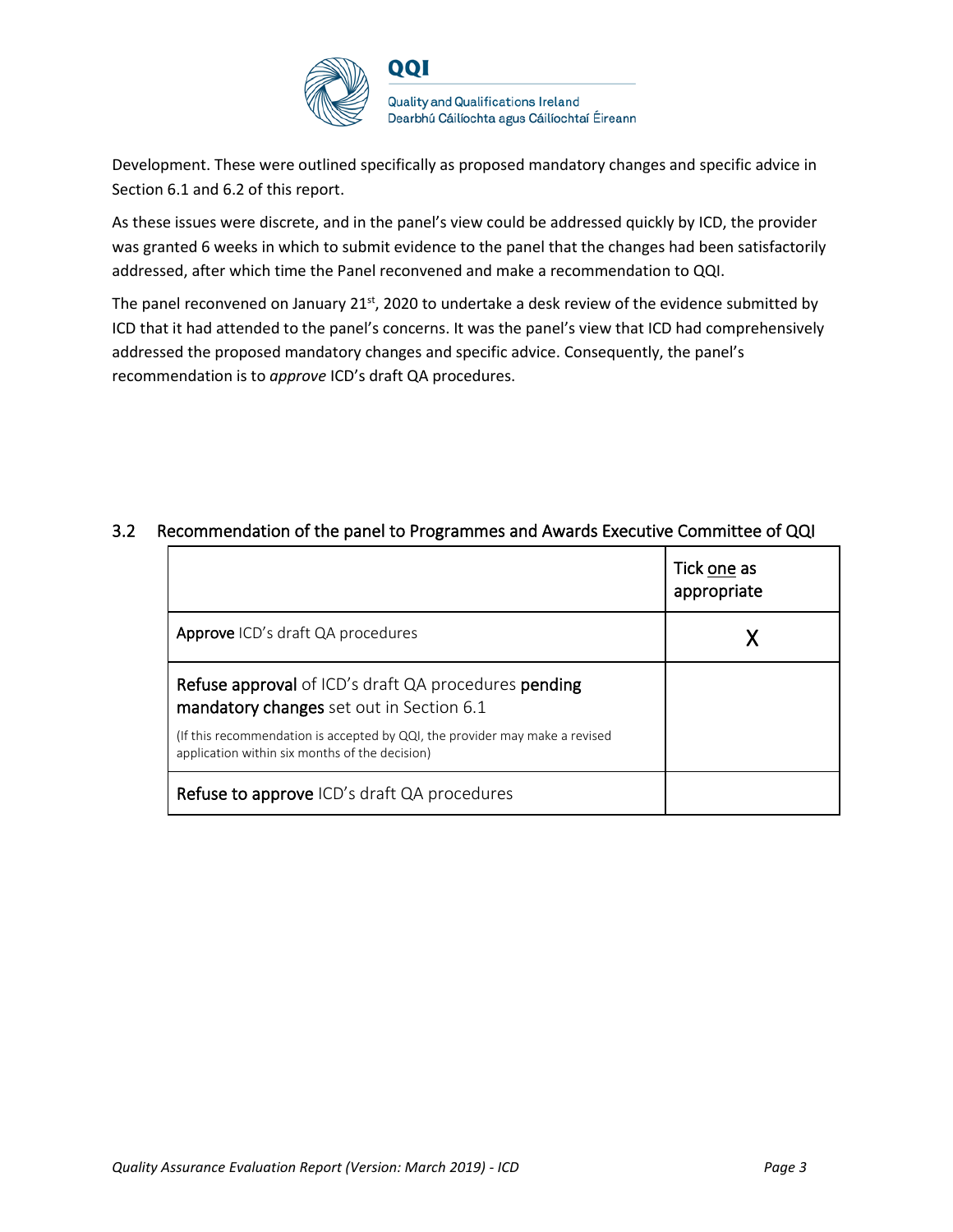Development. These were outlined specifically as proposed mandatory changes and specific advice in Section 6.1 and 6.2 of this report.

As these issues were discrete, and in the panel's view could be addressed quickly by ICD, the provider was granted 6 weeks in which to submit evidence to the panel that the changes had been satisfactorily addressed, after which time the Panel reconvened and make a recommendation to QQI.

The panel reconvened on January 21st, 2020 to undertake a desk review of the evidence submitted by ICD that it had attended to the panel's concerns. It was the panel's view that ICD had comprehensively addressed the proposed mandatory changes and specific advice. Consequently, the panel's recommendation is to *approve* ICD's draft QA procedures.

## 3.2 Recommendation of the panel to Programmes and Awards Executive Committee of QQI

| | Tick one as appropriate |
|---|---|
| **Approve** ICD's draft QA procedures | X |
| **Refuse approval** of ICD's draft QA procedures **pending mandatory changes** set out in Section 6.1<br>(If this recommendation is accepted by QQI, the provider may make a revised application within six months of the decision) | |
| **Refuse to approve** ICD's draft QA procedures | |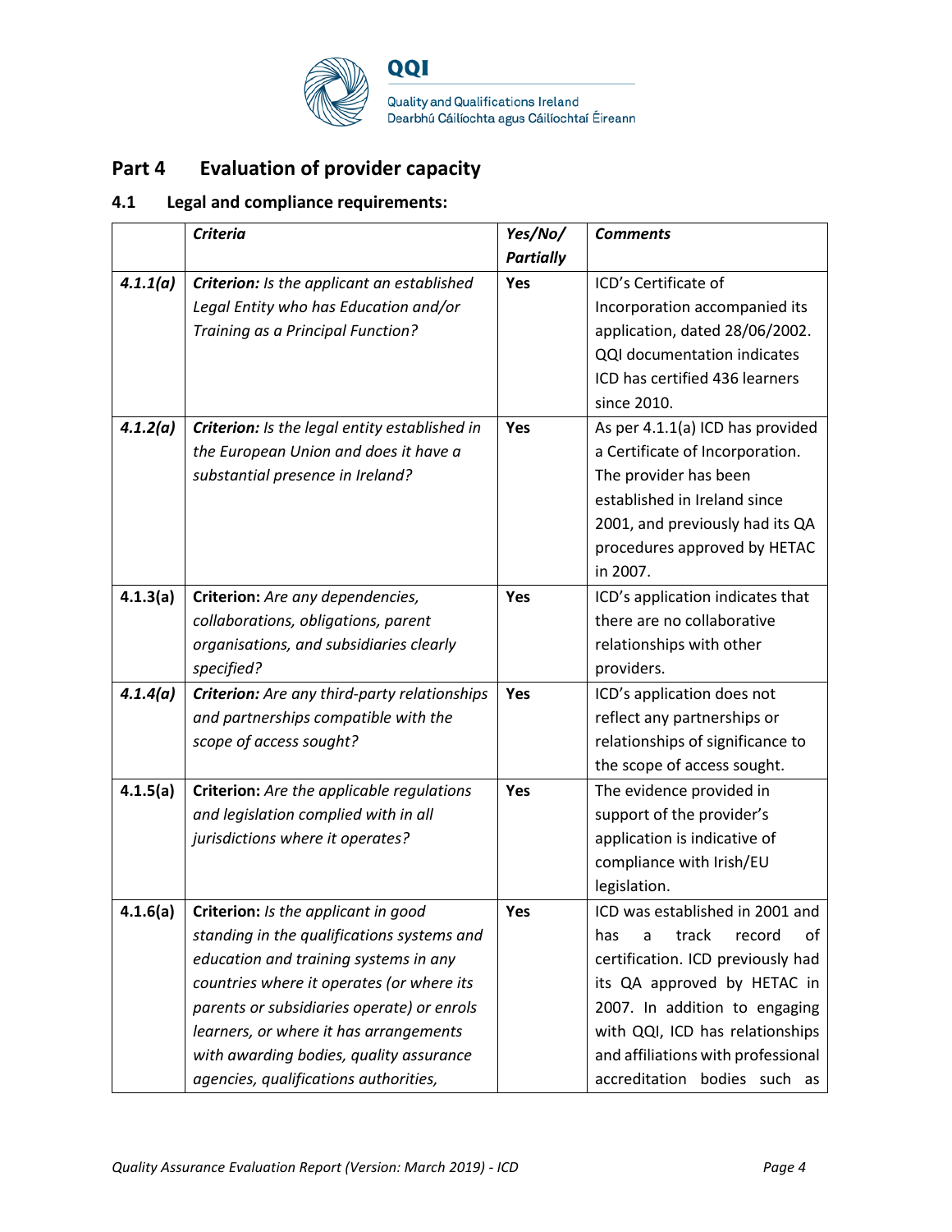## Part 4 Evaluation of provider capacity

### 4.1 Legal and compliance requirements:

| | *Criteria* | *Yes/No/ Partially* | *Comments* |
|---|---|---|---|
| ***4.1.1(a)*** | ***Criterion:*** *Is the applicant an established Legal Entity who has Education and/or Training as a Principal Function?* | **Yes** | ICD's Certificate of Incorporation accompanied its application, dated 28/06/2002. QQI documentation indicates ICD has certified 436 learners since 2010. |
| ***4.1.2(a)*** | ***Criterion:*** *Is the legal entity established in the European Union and does it have a substantial presence in Ireland?* | **Yes** | As per 4.1.1(a) ICD has provided a Certificate of Incorporation. The provider has been established in Ireland since 2001, and previously had its QA procedures approved by HETAC in 2007. |
| **4.1.3(a)** | **Criterion:** *Are any dependencies, collaborations, obligations, parent organisations, and subsidiaries clearly specified?* | **Yes** | ICD's application indicates that there are no collaborative relationships with other providers. |
| ***4.1.4(a)*** | ***Criterion:*** *Are any third-party relationships and partnerships compatible with the scope of access sought?* | **Yes** | ICD's application does not reflect any partnerships or relationships of significance to the scope of access sought. |
| **4.1.5(a)** | **Criterion:** *Are the applicable regulations and legislation complied with in all jurisdictions where it operates?* | **Yes** | The evidence provided in support of the provider's application is indicative of compliance with Irish/EU legislation. |
| **4.1.6(a)** | **Criterion:** *Is the applicant in good standing in the qualifications systems and education and training systems in any countries where it operates (or where its parents or subsidiaries operate) or enrols learners, or where it has arrangements with awarding bodies, quality assurance agencies, qualifications authorities,* | **Yes** | ICD was established in 2001 and has a track record of certification. ICD previously had its QA approved by HETAC in 2007. In addition to engaging with QQI, ICD has relationships and affiliations with professional accreditation bodies such as |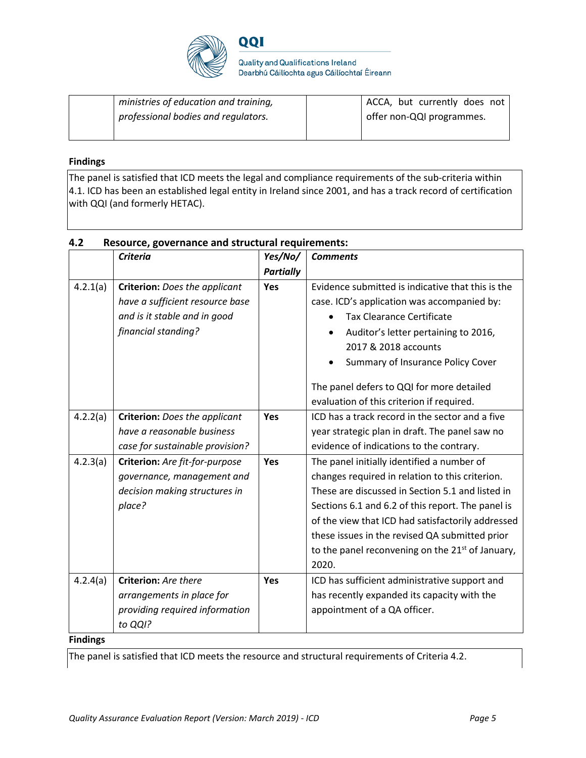| | *ministries of education and training, professional bodies and regulators.* | | ACCA, but currently does not offer non-QQI programmes. |
|---|---|---|---|

**Findings**

The panel is satisfied that ICD meets the legal and compliance requirements of the sub-criteria within 4.1. ICD has been an established legal entity in Ireland since 2001, and has a track record of certification with QQI (and formerly HETAC).

### 4.2 Resource, governance and structural requirements:

| | *Criteria* | *Yes/No/ Partially* | *Comments* |
|---|---|---|---|
| 4.2.1(a) | **Criterion:** *Does the applicant have a sufficient resource base and is it stable and in good financial standing?* | **Yes** | Evidence submitted is indicative that this is the case. ICD's application was accompanied by:<br>• Tax Clearance Certificate<br>• Auditor's letter pertaining to 2016, 2017 & 2018 accounts<br>• Summary of Insurance Policy Cover<br><br>The panel defers to QQI for more detailed evaluation of this criterion if required. |
| 4.2.2(a) | **Criterion:** *Does the applicant have a reasonable business case for sustainable provision?* | **Yes** | ICD has a track record in the sector and a five year strategic plan in draft. The panel saw no evidence of indications to the contrary. |
| 4.2.3(a) | **Criterion:** *Are fit-for-purpose governance, management and decision making structures in place?* | **Yes** | The panel initially identified a number of changes required in relation to this criterion. These are discussed in Section 5.1 and listed in Sections 6.1 and 6.2 of this report. The panel is of the view that ICD had satisfactorily addressed these issues in the revised QA submitted prior to the panel reconvening on the 21st of January, 2020. |
| 4.2.4(a) | **Criterion:** *Are there arrangements in place for providing required information to QQI?* | **Yes** | ICD has sufficient administrative support and has recently expanded its capacity with the appointment of a QA officer. |

**Findings**

The panel is satisfied that ICD meets the resource and structural requirements of Criteria 4.2.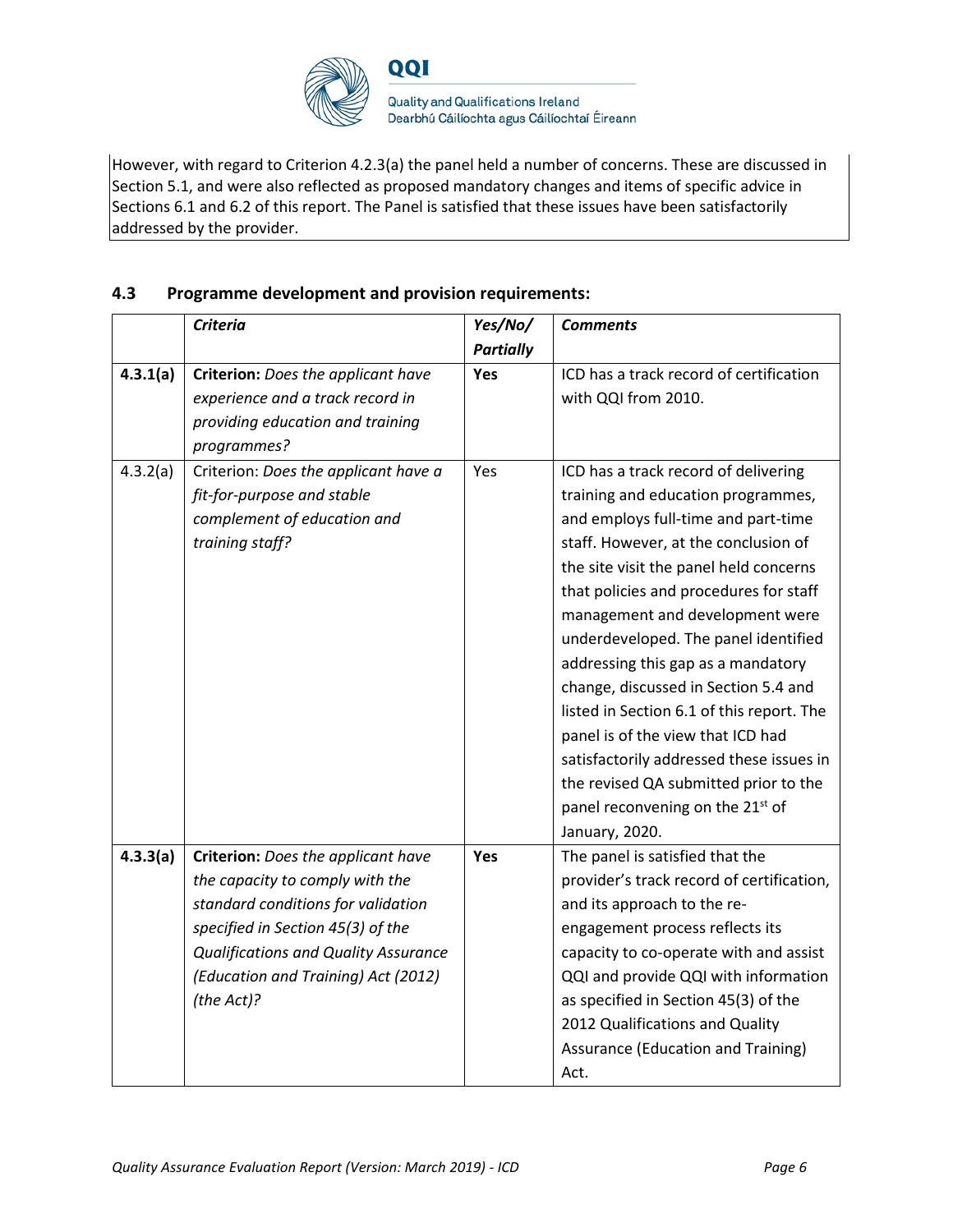However, with regard to Criterion 4.2.3(a) the panel held a number of concerns. These are discussed in Section 5.1, and were also reflected as proposed mandatory changes and items of specific advice in Sections 6.1 and 6.2 of this report. The Panel is satisfied that these issues have been satisfactorily addressed by the provider.

### 4.3 Programme development and provision requirements:

| | ***Criteria*** | ***Yes/No/ Partially*** | ***Comments*** |
|---|---|---|---|
| **4.3.1(a)** | **Criterion:** *Does the applicant have experience and a track record in providing education and training programmes?* | **Yes** | ICD has a track record of certification with QQI from 2010. |
| 4.3.2(a) | Criterion: *Does the applicant have a fit-for-purpose and stable complement of education and training staff?* | Yes | ICD has a track record of delivering training and education programmes, and employs full-time and part-time staff. However, at the conclusion of the site visit the panel held concerns that policies and procedures for staff management and development were underdeveloped. The panel identified addressing this gap as a mandatory change, discussed in Section 5.4 and listed in Section 6.1 of this report. The panel is of the view that ICD had satisfactorily addressed these issues in the revised QA submitted prior to the panel reconvening on the 21st of January, 2020. |
| **4.3.3(a)** | **Criterion:** *Does the applicant have the capacity to comply with the standard conditions for validation specified in Section 45(3) of the Qualifications and Quality Assurance (Education and Training) Act (2012) (the Act)?* | **Yes** | The panel is satisfied that the provider's track record of certification, and its approach to the re-engagement process reflects its capacity to co-operate with and assist QQI and provide QQI with information as specified in Section 45(3) of the 2012 Qualifications and Quality Assurance (Education and Training) Act. |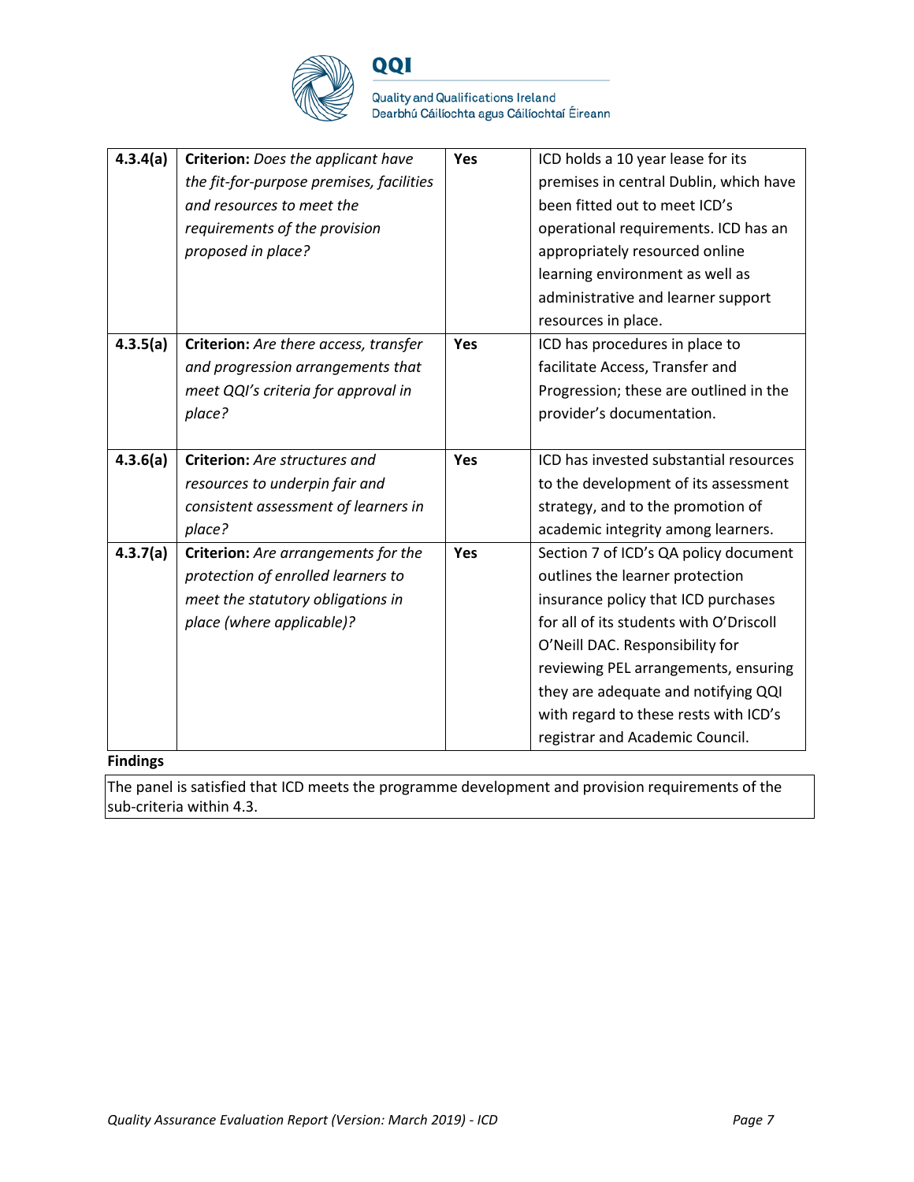| | | | |
|---|---|---|---|
| **4.3.4(a)** | **Criterion:** *Does the applicant have the fit-for-purpose premises, facilities and resources to meet the requirements of the provision proposed in place?* | **Yes** | ICD holds a 10 year lease for its premises in central Dublin, which have been fitted out to meet ICD's operational requirements. ICD has an appropriately resourced online learning environment as well as administrative and learner support resources in place. |
| **4.3.5(a)** | **Criterion:** *Are there access, transfer and progression arrangements that meet QQI's criteria for approval in place?* | **Yes** | ICD has procedures in place to facilitate Access, Transfer and Progression; these are outlined in the provider's documentation. |
| **4.3.6(a)** | **Criterion:** *Are structures and resources to underpin fair and consistent assessment of learners in place?* | **Yes** | ICD has invested substantial resources to the development of its assessment strategy, and to the promotion of academic integrity among learners. |
| **4.3.7(a)** | **Criterion:** *Are arrangements for the protection of enrolled learners to meet the statutory obligations in place (where applicable)?* | **Yes** | Section 7 of ICD's QA policy document outlines the learner protection insurance policy that ICD purchases for all of its students with O'Driscoll O'Neill DAC. Responsibility for reviewing PEL arrangements, ensuring they are adequate and notifying QQI with regard to these rests with ICD's registrar and Academic Council. |

**Findings**

The panel is satisfied that ICD meets the programme development and provision requirements of the sub-criteria within 4.3.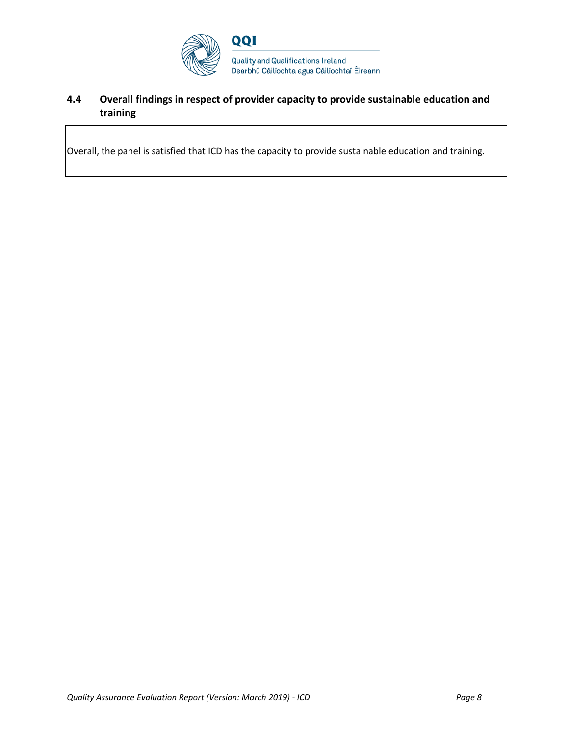### 4.4 Overall findings in respect of provider capacity to provide sustainable education and training

Overall, the panel is satisfied that ICD has the capacity to provide sustainable education and training.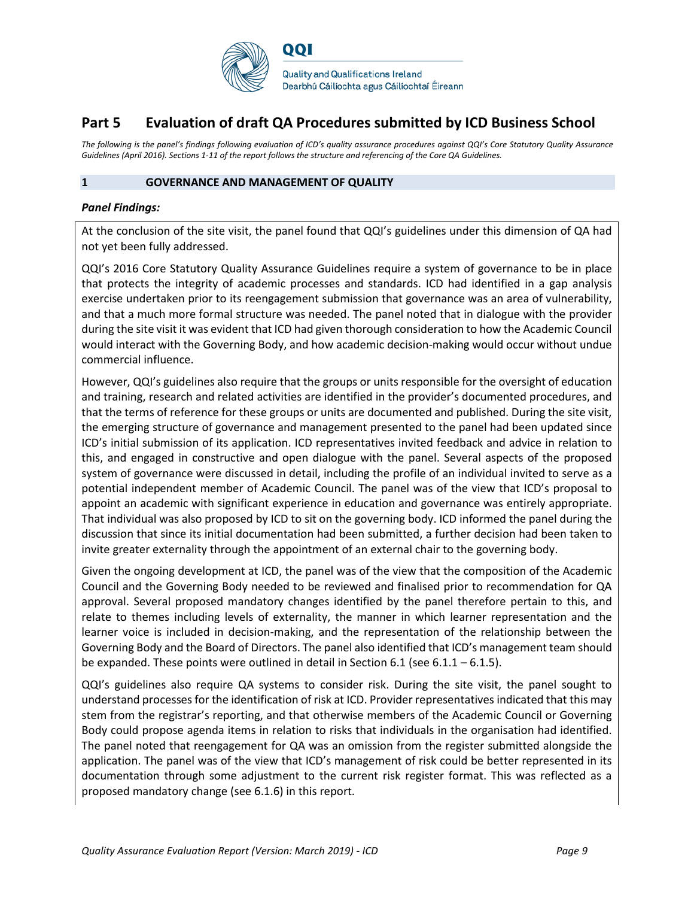# Part 5 Evaluation of draft QA Procedures submitted by ICD Business School

*The following is the panel's findings following evaluation of ICD's quality assurance procedures against QQI's Core Statutory Quality Assurance Guidelines (April 2016). Sections 1-11 of the report follows the structure and referencing of the Core QA Guidelines.*

## 1 GOVERNANCE AND MANAGEMENT OF QUALITY

***Panel Findings:***

At the conclusion of the site visit, the panel found that QQI's guidelines under this dimension of QA had not yet been fully addressed.

QQI's 2016 Core Statutory Quality Assurance Guidelines require a system of governance to be in place that protects the integrity of academic processes and standards. ICD had identified in a gap analysis exercise undertaken prior to its reengagement submission that governance was an area of vulnerability, and that a much more formal structure was needed. The panel noted that in dialogue with the provider during the site visit it was evident that ICD had given thorough consideration to how the Academic Council would interact with the Governing Body, and how academic decision-making would occur without undue commercial influence.

However, QQI's guidelines also require that the groups or units responsible for the oversight of education and training, research and related activities are identified in the provider's documented procedures, and that the terms of reference for these groups or units are documented and published. During the site visit, the emerging structure of governance and management presented to the panel had been updated since ICD's initial submission of its application. ICD representatives invited feedback and advice in relation to this, and engaged in constructive and open dialogue with the panel. Several aspects of the proposed system of governance were discussed in detail, including the profile of an individual invited to serve as a potential independent member of Academic Council. The panel was of the view that ICD's proposal to appoint an academic with significant experience in education and governance was entirely appropriate. That individual was also proposed by ICD to sit on the governing body. ICD informed the panel during the discussion that since its initial documentation had been submitted, a further decision had been taken to invite greater externality through the appointment of an external chair to the governing body.

Given the ongoing development at ICD, the panel was of the view that the composition of the Academic Council and the Governing Body needed to be reviewed and finalised prior to recommendation for QA approval. Several proposed mandatory changes identified by the panel therefore pertain to this, and relate to themes including levels of externality, the manner in which learner representation and the learner voice is included in decision-making, and the representation of the relationship between the Governing Body and the Board of Directors. The panel also identified that ICD's management team should be expanded. These points were outlined in detail in Section 6.1 (see 6.1.1 – 6.1.5).

QQI's guidelines also require QA systems to consider risk. During the site visit, the panel sought to understand processes for the identification of risk at ICD. Provider representatives indicated that this may stem from the registrar's reporting, and that otherwise members of the Academic Council or Governing Body could propose agenda items in relation to risks that individuals in the organisation had identified. The panel noted that reengagement for QA was an omission from the register submitted alongside the application. The panel was of the view that ICD's management of risk could be better represented in its documentation through some adjustment to the current risk register format. This was reflected as a proposed mandatory change (see 6.1.6) in this report.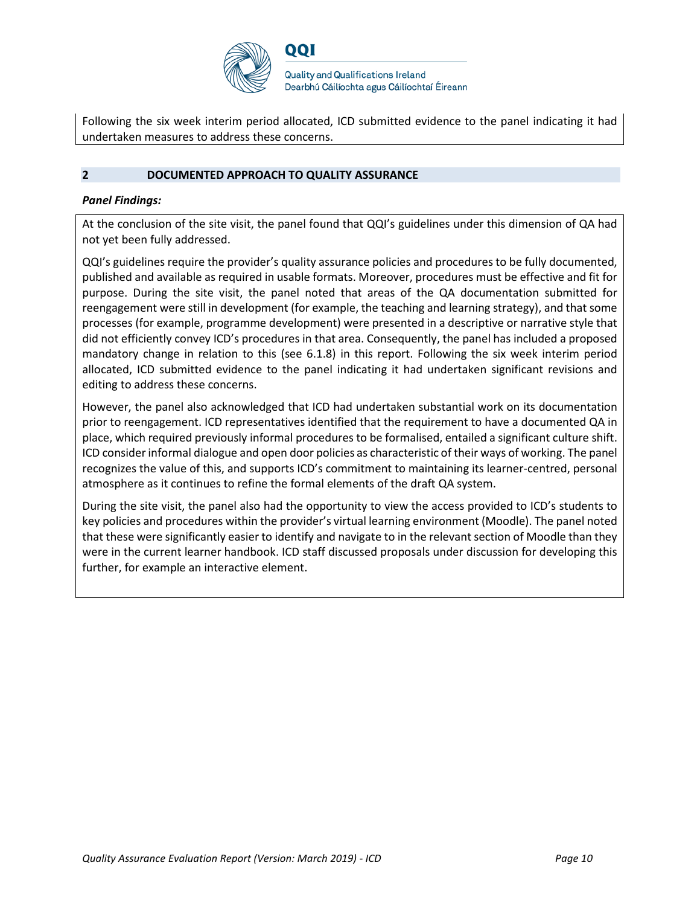Following the six week interim period allocated, ICD submitted evidence to the panel indicating it had undertaken measures to address these concerns.

## 2 DOCUMENTED APPROACH TO QUALITY ASSURANCE

***Panel Findings:***

At the conclusion of the site visit, the panel found that QQI's guidelines under this dimension of QA had not yet been fully addressed.

QQI's guidelines require the provider's quality assurance policies and procedures to be fully documented, published and available as required in usable formats. Moreover, procedures must be effective and fit for purpose. During the site visit, the panel noted that areas of the QA documentation submitted for reengagement were still in development (for example, the teaching and learning strategy), and that some processes (for example, programme development) were presented in a descriptive or narrative style that did not efficiently convey ICD's procedures in that area. Consequently, the panel has included a proposed mandatory change in relation to this (see 6.1.8) in this report. Following the six week interim period allocated, ICD submitted evidence to the panel indicating it had undertaken significant revisions and editing to address these concerns.

However, the panel also acknowledged that ICD had undertaken substantial work on its documentation prior to reengagement. ICD representatives identified that the requirement to have a documented QA in place, which required previously informal procedures to be formalised, entailed a significant culture shift. ICD consider informal dialogue and open door policies as characteristic of their ways of working. The panel recognizes the value of this, and supports ICD's commitment to maintaining its learner-centred, personal atmosphere as it continues to refine the formal elements of the draft QA system.

During the site visit, the panel also had the opportunity to view the access provided to ICD's students to key policies and procedures within the provider's virtual learning environment (Moodle). The panel noted that these were significantly easier to identify and navigate to in the relevant section of Moodle than they were in the current learner handbook. ICD staff discussed proposals under discussion for developing this further, for example an interactive element.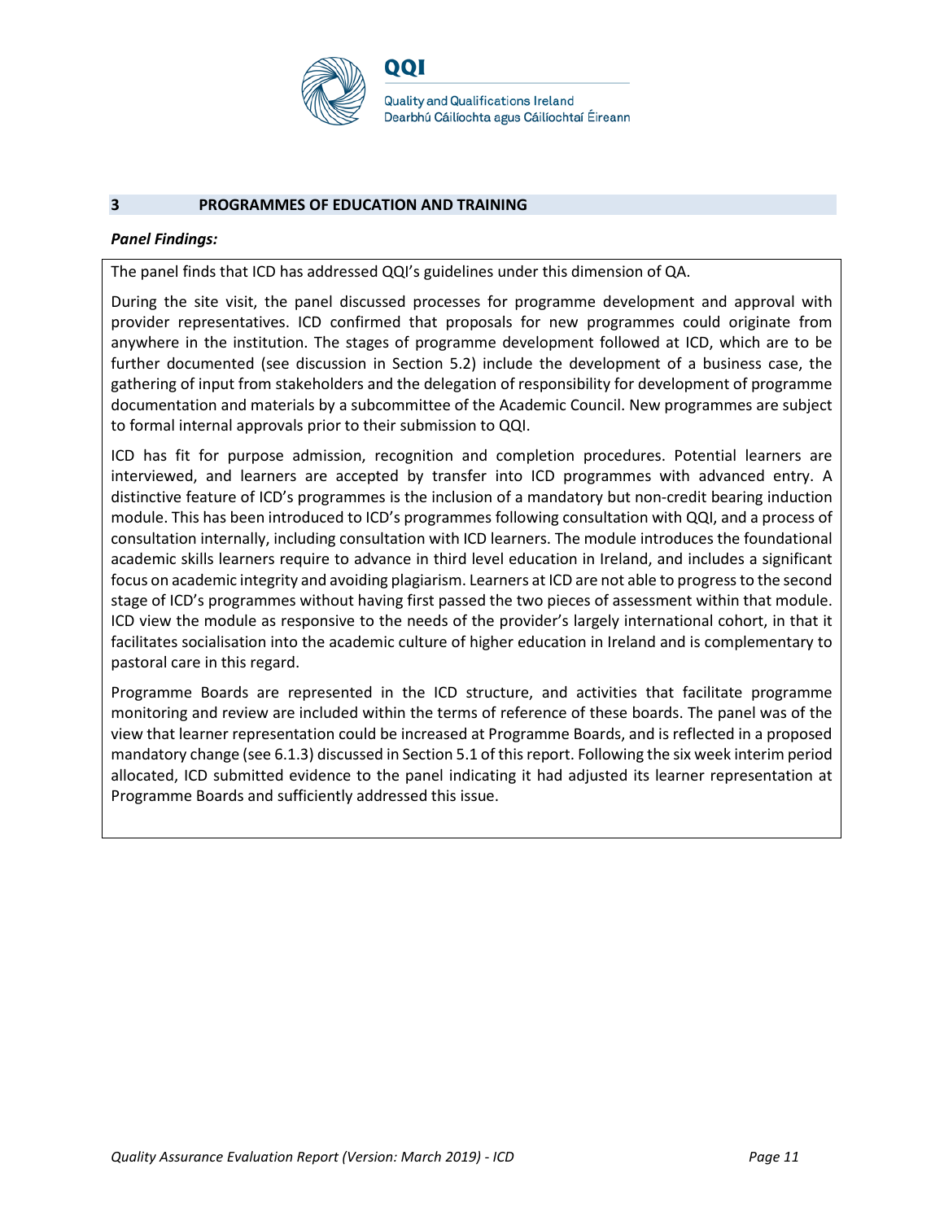## 3 PROGRAMMES OF EDUCATION AND TRAINING

***Panel Findings:***

The panel finds that ICD has addressed QQI's guidelines under this dimension of QA.

During the site visit, the panel discussed processes for programme development and approval with provider representatives. ICD confirmed that proposals for new programmes could originate from anywhere in the institution. The stages of programme development followed at ICD, which are to be further documented (see discussion in Section 5.2) include the development of a business case, the gathering of input from stakeholders and the delegation of responsibility for development of programme documentation and materials by a subcommittee of the Academic Council. New programmes are subject to formal internal approvals prior to their submission to QQI.

ICD has fit for purpose admission, recognition and completion procedures. Potential learners are interviewed, and learners are accepted by transfer into ICD programmes with advanced entry. A distinctive feature of ICD's programmes is the inclusion of a mandatory but non-credit bearing induction module. This has been introduced to ICD's programmes following consultation with QQI, and a process of consultation internally, including consultation with ICD learners. The module introduces the foundational academic skills learners require to advance in third level education in Ireland, and includes a significant focus on academic integrity and avoiding plagiarism. Learners at ICD are not able to progress to the second stage of ICD's programmes without having first passed the two pieces of assessment within that module. ICD view the module as responsive to the needs of the provider's largely international cohort, in that it facilitates socialisation into the academic culture of higher education in Ireland and is complementary to pastoral care in this regard.

Programme Boards are represented in the ICD structure, and activities that facilitate programme monitoring and review are included within the terms of reference of these boards. The panel was of the view that learner representation could be increased at Programme Boards, and is reflected in a proposed mandatory change (see 6.1.3) discussed in Section 5.1 of this report. Following the six week interim period allocated, ICD submitted evidence to the panel indicating it had adjusted its learner representation at Programme Boards and sufficiently addressed this issue.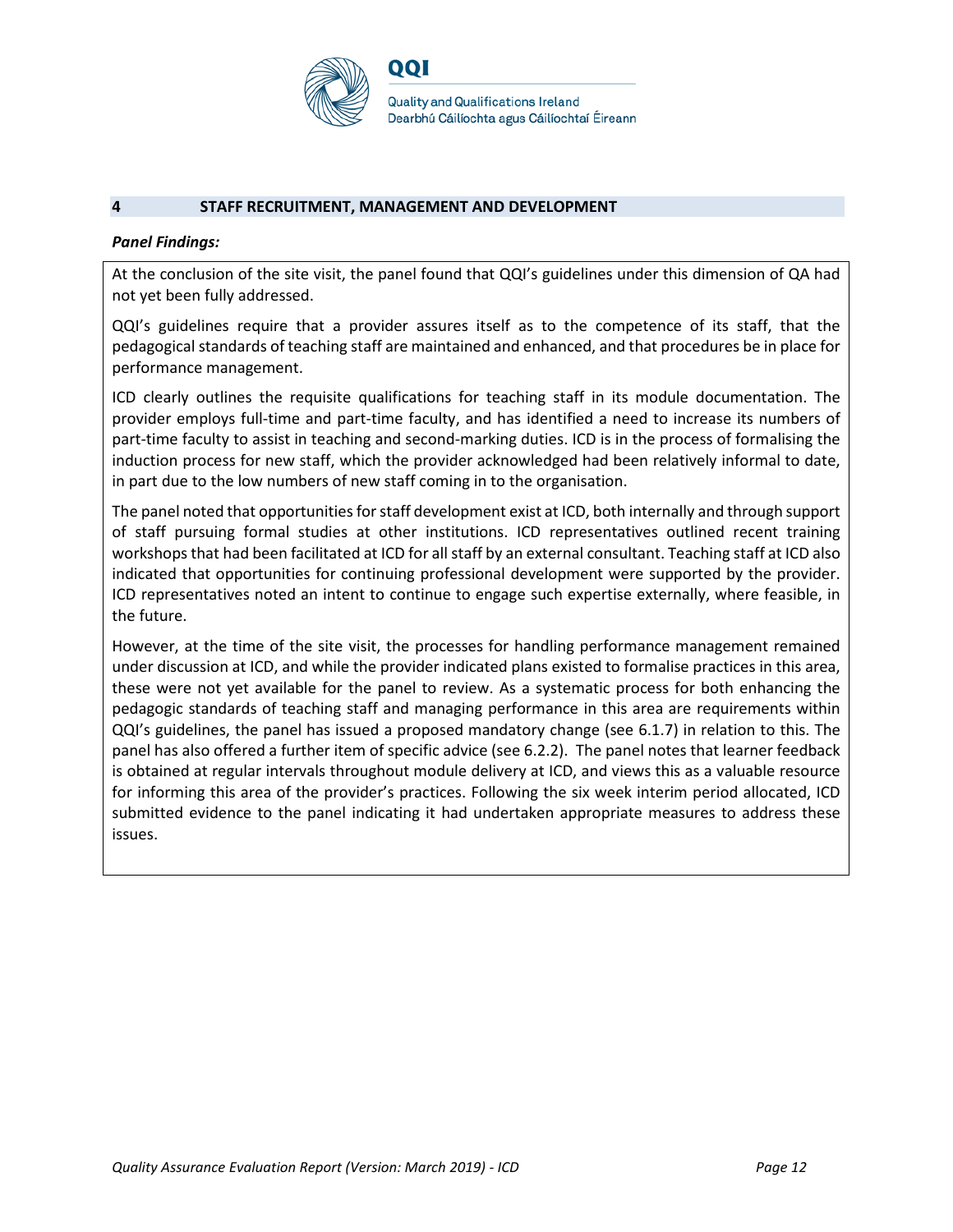## 4 STAFF RECRUITMENT, MANAGEMENT AND DEVELOPMENT

***Panel Findings:***

At the conclusion of the site visit, the panel found that QQI's guidelines under this dimension of QA had not yet been fully addressed.

QQI's guidelines require that a provider assures itself as to the competence of its staff, that the pedagogical standards of teaching staff are maintained and enhanced, and that procedures be in place for performance management.

ICD clearly outlines the requisite qualifications for teaching staff in its module documentation. The provider employs full-time and part-time faculty, and has identified a need to increase its numbers of part-time faculty to assist in teaching and second-marking duties. ICD is in the process of formalising the induction process for new staff, which the provider acknowledged had been relatively informal to date, in part due to the low numbers of new staff coming in to the organisation.

The panel noted that opportunities for staff development exist at ICD, both internally and through support of staff pursuing formal studies at other institutions. ICD representatives outlined recent training workshops that had been facilitated at ICD for all staff by an external consultant. Teaching staff at ICD also indicated that opportunities for continuing professional development were supported by the provider. ICD representatives noted an intent to continue to engage such expertise externally, where feasible, in the future.

However, at the time of the site visit, the processes for handling performance management remained under discussion at ICD, and while the provider indicated plans existed to formalise practices in this area, these were not yet available for the panel to review. As a systematic process for both enhancing the pedagogic standards of teaching staff and managing performance in this area are requirements within QQI's guidelines, the panel has issued a proposed mandatory change (see 6.1.7) in relation to this. The panel has also offered a further item of specific advice (see 6.2.2). The panel notes that learner feedback is obtained at regular intervals throughout module delivery at ICD, and views this as a valuable resource for informing this area of the provider's practices. Following the six week interim period allocated, ICD submitted evidence to the panel indicating it had undertaken appropriate measures to address these issues.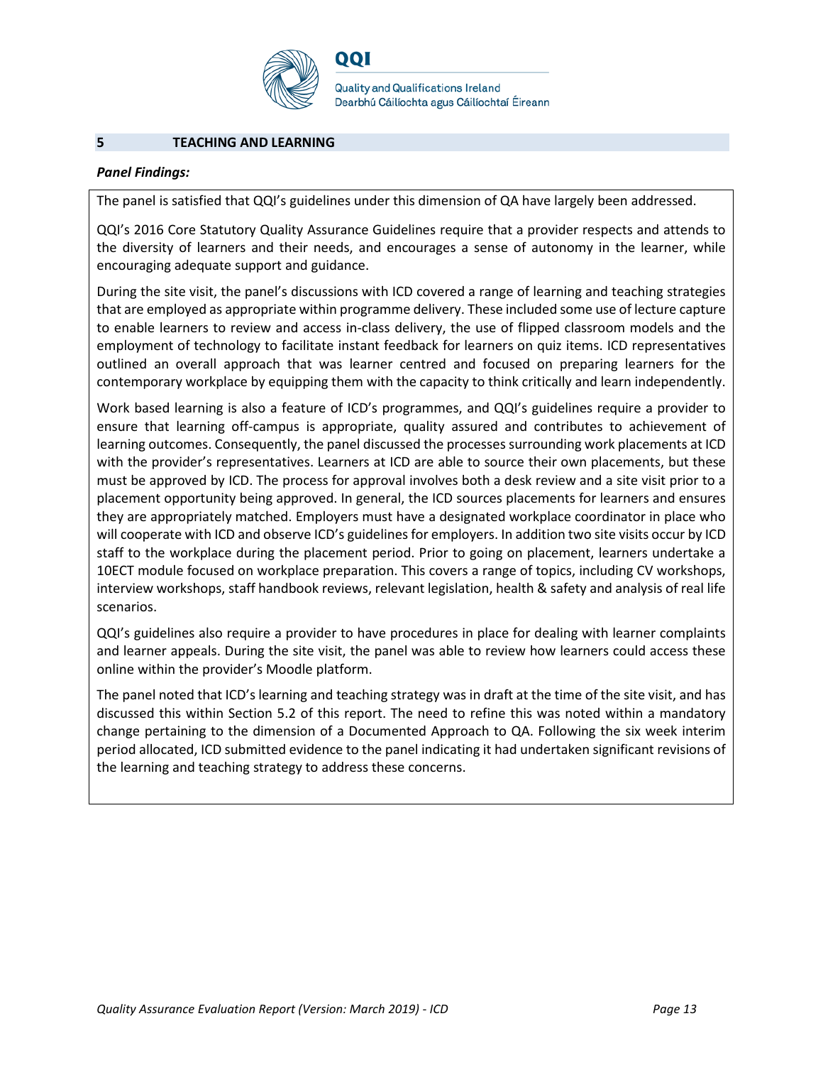## 5 TEACHING AND LEARNING

***Panel Findings:***

The panel is satisfied that QQI's guidelines under this dimension of QA have largely been addressed.

QQI's 2016 Core Statutory Quality Assurance Guidelines require that a provider respects and attends to the diversity of learners and their needs, and encourages a sense of autonomy in the learner, while encouraging adequate support and guidance.

During the site visit, the panel's discussions with ICD covered a range of learning and teaching strategies that are employed as appropriate within programme delivery. These included some use of lecture capture to enable learners to review and access in-class delivery, the use of flipped classroom models and the employment of technology to facilitate instant feedback for learners on quiz items. ICD representatives outlined an overall approach that was learner centred and focused on preparing learners for the contemporary workplace by equipping them with the capacity to think critically and learn independently.

Work based learning is also a feature of ICD's programmes, and QQI's guidelines require a provider to ensure that learning off-campus is appropriate, quality assured and contributes to achievement of learning outcomes. Consequently, the panel discussed the processes surrounding work placements at ICD with the provider's representatives. Learners at ICD are able to source their own placements, but these must be approved by ICD. The process for approval involves both a desk review and a site visit prior to a placement opportunity being approved. In general, the ICD sources placements for learners and ensures they are appropriately matched. Employers must have a designated workplace coordinator in place who will cooperate with ICD and observe ICD's guidelines for employers. In addition two site visits occur by ICD staff to the workplace during the placement period. Prior to going on placement, learners undertake a 10ECT module focused on workplace preparation. This covers a range of topics, including CV workshops, interview workshops, staff handbook reviews, relevant legislation, health & safety and analysis of real life scenarios.

QQI's guidelines also require a provider to have procedures in place for dealing with learner complaints and learner appeals. During the site visit, the panel was able to review how learners could access these online within the provider's Moodle platform.

The panel noted that ICD's learning and teaching strategy was in draft at the time of the site visit, and has discussed this within Section 5.2 of this report. The need to refine this was noted within a mandatory change pertaining to the dimension of a Documented Approach to QA. Following the six week interim period allocated, ICD submitted evidence to the panel indicating it had undertaken significant revisions of the learning and teaching strategy to address these concerns.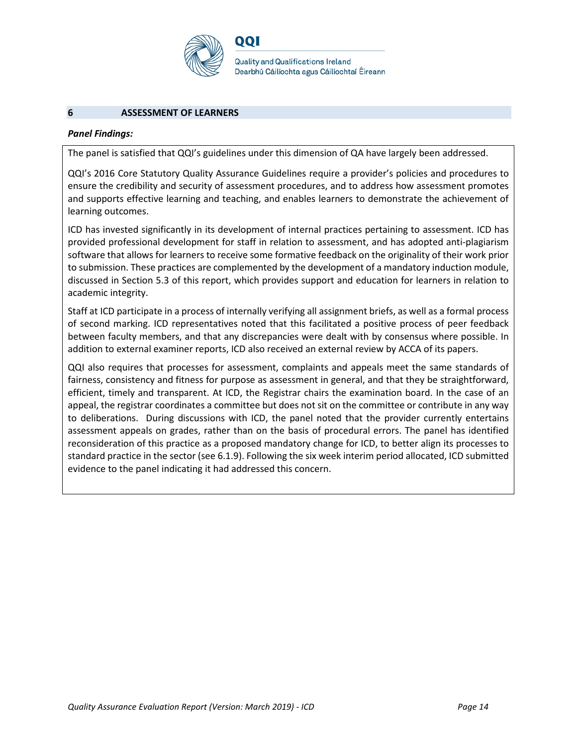## 6 ASSESSMENT OF LEARNERS

***Panel Findings:***

The panel is satisfied that QQI's guidelines under this dimension of QA have largely been addressed.

QQI's 2016 Core Statutory Quality Assurance Guidelines require a provider's policies and procedures to ensure the credibility and security of assessment procedures, and to address how assessment promotes and supports effective learning and teaching, and enables learners to demonstrate the achievement of learning outcomes.

ICD has invested significantly in its development of internal practices pertaining to assessment. ICD has provided professional development for staff in relation to assessment, and has adopted anti-plagiarism software that allows for learners to receive some formative feedback on the originality of their work prior to submission. These practices are complemented by the development of a mandatory induction module, discussed in Section 5.3 of this report, which provides support and education for learners in relation to academic integrity.

Staff at ICD participate in a process of internally verifying all assignment briefs, as well as a formal process of second marking. ICD representatives noted that this facilitated a positive process of peer feedback between faculty members, and that any discrepancies were dealt with by consensus where possible. In addition to external examiner reports, ICD also received an external review by ACCA of its papers.

QQI also requires that processes for assessment, complaints and appeals meet the same standards of fairness, consistency and fitness for purpose as assessment in general, and that they be straightforward, efficient, timely and transparent. At ICD, the Registrar chairs the examination board. In the case of an appeal, the registrar coordinates a committee but does not sit on the committee or contribute in any way to deliberations. During discussions with ICD, the panel noted that the provider currently entertains assessment appeals on grades, rather than on the basis of procedural errors. The panel has identified reconsideration of this practice as a proposed mandatory change for ICD, to better align its processes to standard practice in the sector (see 6.1.9). Following the six week interim period allocated, ICD submitted evidence to the panel indicating it had addressed this concern.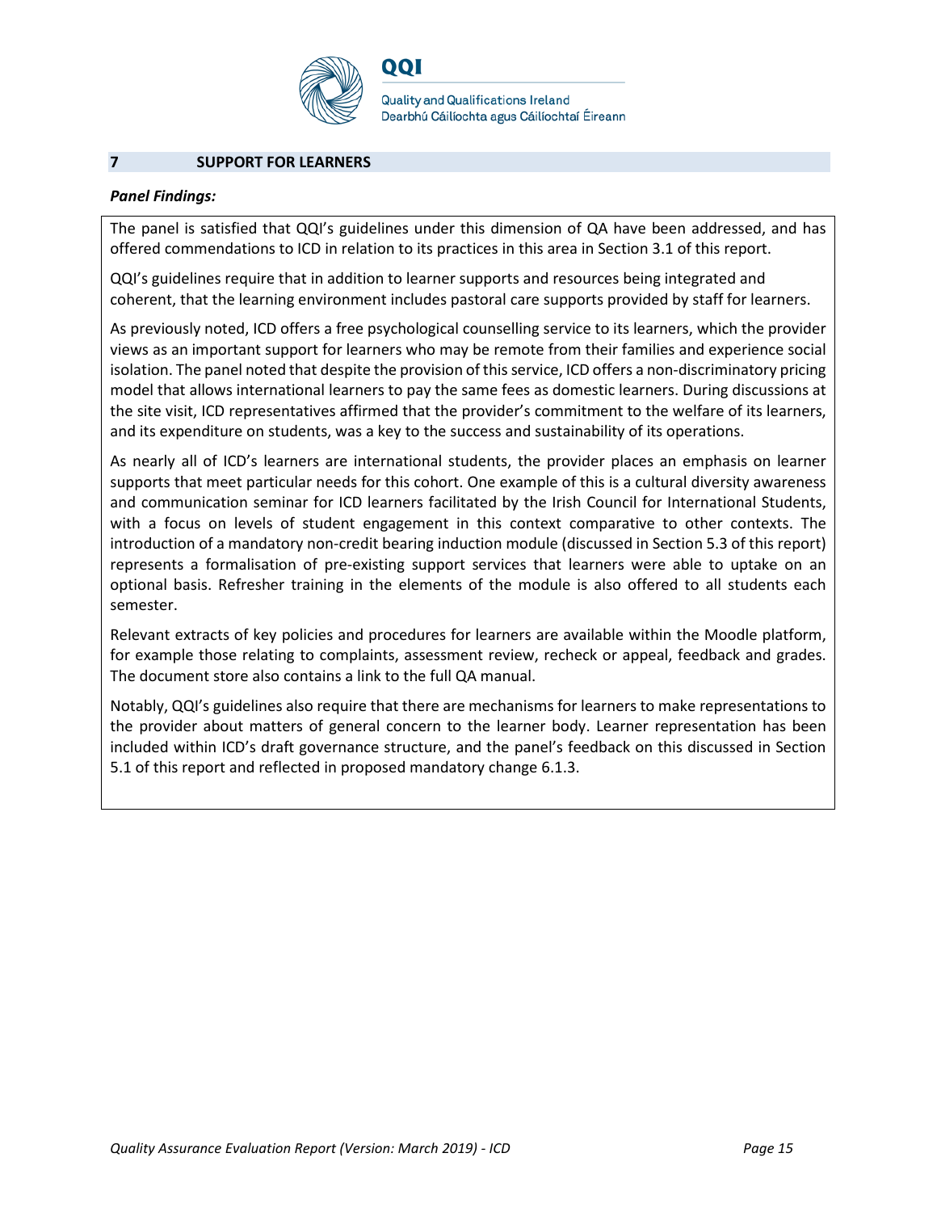## 7 SUPPORT FOR LEARNERS

***Panel Findings:***

The panel is satisfied that QQI's guidelines under this dimension of QA have been addressed, and has offered commendations to ICD in relation to its practices in this area in Section 3.1 of this report.

QQI's guidelines require that in addition to learner supports and resources being integrated and coherent, that the learning environment includes pastoral care supports provided by staff for learners.

As previously noted, ICD offers a free psychological counselling service to its learners, which the provider views as an important support for learners who may be remote from their families and experience social isolation. The panel noted that despite the provision of this service, ICD offers a non-discriminatory pricing model that allows international learners to pay the same fees as domestic learners. During discussions at the site visit, ICD representatives affirmed that the provider's commitment to the welfare of its learners, and its expenditure on students, was a key to the success and sustainability of its operations.

As nearly all of ICD's learners are international students, the provider places an emphasis on learner supports that meet particular needs for this cohort. One example of this is a cultural diversity awareness and communication seminar for ICD learners facilitated by the Irish Council for International Students, with a focus on levels of student engagement in this context comparative to other contexts. The introduction of a mandatory non-credit bearing induction module (discussed in Section 5.3 of this report) represents a formalisation of pre-existing support services that learners were able to uptake on an optional basis. Refresher training in the elements of the module is also offered to all students each semester.

Relevant extracts of key policies and procedures for learners are available within the Moodle platform, for example those relating to complaints, assessment review, recheck or appeal, feedback and grades. The document store also contains a link to the full QA manual.

Notably, QQI's guidelines also require that there are mechanisms for learners to make representations to the provider about matters of general concern to the learner body. Learner representation has been included within ICD's draft governance structure, and the panel's feedback on this discussed in Section 5.1 of this report and reflected in proposed mandatory change 6.1.3.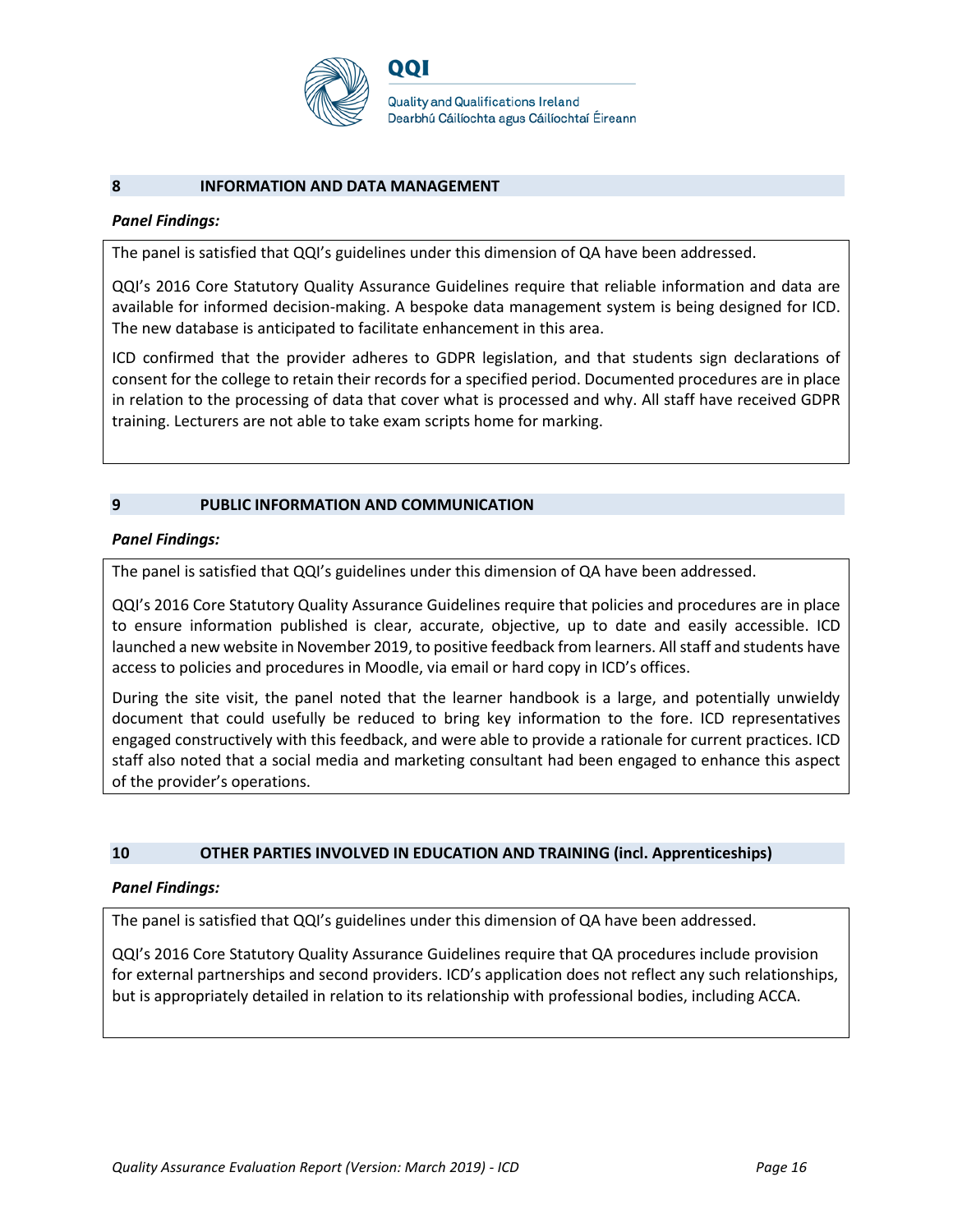## 8 INFORMATION AND DATA MANAGEMENT

***Panel Findings:***

The panel is satisfied that QQI's guidelines under this dimension of QA have been addressed.

QQI's 2016 Core Statutory Quality Assurance Guidelines require that reliable information and data are available for informed decision-making. A bespoke data management system is being designed for ICD. The new database is anticipated to facilitate enhancement in this area.

ICD confirmed that the provider adheres to GDPR legislation, and that students sign declarations of consent for the college to retain their records for a specified period. Documented procedures are in place in relation to the processing of data that cover what is processed and why. All staff have received GDPR training. Lecturers are not able to take exam scripts home for marking.

## 9 PUBLIC INFORMATION AND COMMUNICATION

***Panel Findings:***

The panel is satisfied that QQI's guidelines under this dimension of QA have been addressed.

QQI's 2016 Core Statutory Quality Assurance Guidelines require that policies and procedures are in place to ensure information published is clear, accurate, objective, up to date and easily accessible. ICD launched a new website in November 2019, to positive feedback from learners. All staff and students have access to policies and procedures in Moodle, via email or hard copy in ICD's offices.

During the site visit, the panel noted that the learner handbook is a large, and potentially unwieldy document that could usefully be reduced to bring key information to the fore. ICD representatives engaged constructively with this feedback, and were able to provide a rationale for current practices. ICD staff also noted that a social media and marketing consultant had been engaged to enhance this aspect of the provider's operations.

## 10 OTHER PARTIES INVOLVED IN EDUCATION AND TRAINING (incl. Apprenticeships)

***Panel Findings:***

The panel is satisfied that QQI's guidelines under this dimension of QA have been addressed.

QQI's 2016 Core Statutory Quality Assurance Guidelines require that QA procedures include provision for external partnerships and second providers. ICD's application does not reflect any such relationships, but is appropriately detailed in relation to its relationship with professional bodies, including ACCA.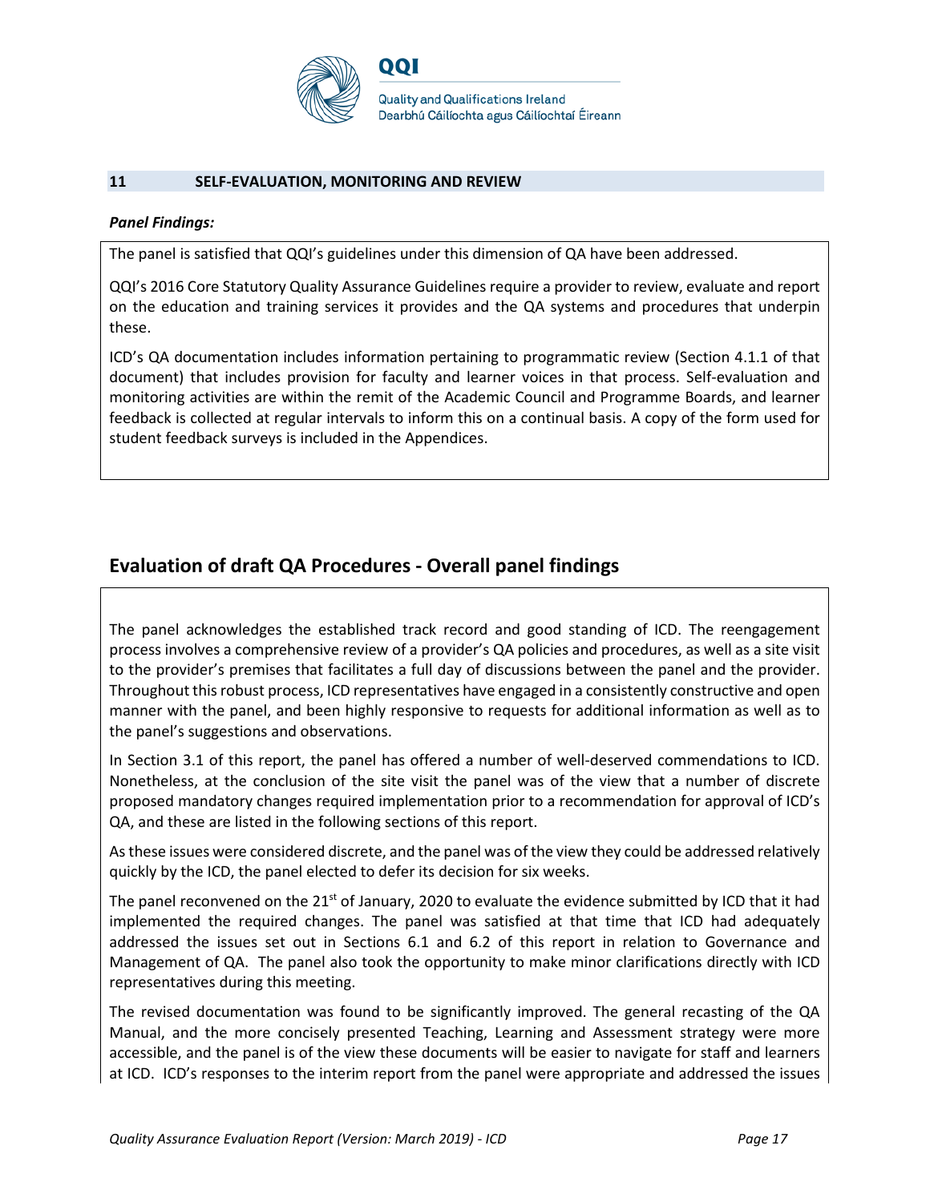## 11 SELF-EVALUATION, MONITORING AND REVIEW

***Panel Findings:***

The panel is satisfied that QQI's guidelines under this dimension of QA have been addressed.

QQI's 2016 Core Statutory Quality Assurance Guidelines require a provider to review, evaluate and report on the education and training services it provides and the QA systems and procedures that underpin these.

ICD's QA documentation includes information pertaining to programmatic review (Section 4.1.1 of that document) that includes provision for faculty and learner voices in that process. Self-evaluation and monitoring activities are within the remit of the Academic Council and Programme Boards, and learner feedback is collected at regular intervals to inform this on a continual basis. A copy of the form used for student feedback surveys is included in the Appendices.

## Evaluation of draft QA Procedures - Overall panel findings

The panel acknowledges the established track record and good standing of ICD. The reengagement process involves a comprehensive review of a provider's QA policies and procedures, as well as a site visit to the provider's premises that facilitates a full day of discussions between the panel and the provider. Throughout this robust process, ICD representatives have engaged in a consistently constructive and open manner with the panel, and been highly responsive to requests for additional information as well as to the panel's suggestions and observations.

In Section 3.1 of this report, the panel has offered a number of well-deserved commendations to ICD. Nonetheless, at the conclusion of the site visit the panel was of the view that a number of discrete proposed mandatory changes required implementation prior to a recommendation for approval of ICD's QA, and these are listed in the following sections of this report.

As these issues were considered discrete, and the panel was of the view they could be addressed relatively quickly by the ICD, the panel elected to defer its decision for six weeks.

The panel reconvened on the 21st of January, 2020 to evaluate the evidence submitted by ICD that it had implemented the required changes. The panel was satisfied at that time that ICD had adequately addressed the issues set out in Sections 6.1 and 6.2 of this report in relation to Governance and Management of QA. The panel also took the opportunity to make minor clarifications directly with ICD representatives during this meeting.

The revised documentation was found to be significantly improved. The general recasting of the QA Manual, and the more concisely presented Teaching, Learning and Assessment strategy were more accessible, and the panel is of the view these documents will be easier to navigate for staff and learners at ICD. ICD's responses to the interim report from the panel were appropriate and addressed the issues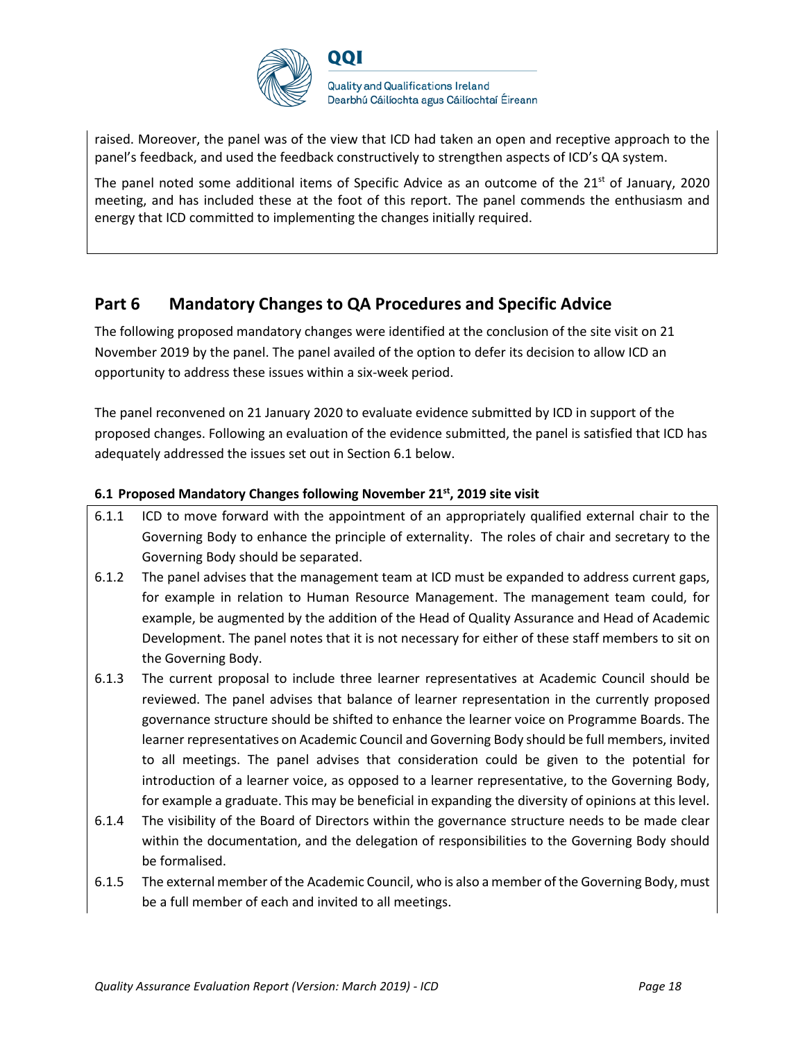raised. Moreover, the panel was of the view that ICD had taken an open and receptive approach to the panel's feedback, and used the feedback constructively to strengthen aspects of ICD's QA system.

The panel noted some additional items of Specific Advice as an outcome of the 21st of January, 2020 meeting, and has included these at the foot of this report. The panel commends the enthusiasm and energy that ICD committed to implementing the changes initially required.

## Part 6 Mandatory Changes to QA Procedures and Specific Advice

The following proposed mandatory changes were identified at the conclusion of the site visit on 21 November 2019 by the panel. The panel availed of the option to defer its decision to allow ICD an opportunity to address these issues within a six-week period.

The panel reconvened on 21 January 2020 to evaluate evidence submitted by ICD in support of the proposed changes. Following an evaluation of the evidence submitted, the panel is satisfied that ICD has adequately addressed the issues set out in Section 6.1 below.

### 6.1 Proposed Mandatory Changes following November 21st, 2019 site visit

| | |
|---|---|
| 6.1.1 | ICD to move forward with the appointment of an appropriately qualified external chair to the Governing Body to enhance the principle of externality. The roles of chair and secretary to the Governing Body should be separated. |
| 6.1.2 | The panel advises that the management team at ICD must be expanded to address current gaps, for example in relation to Human Resource Management. The management team could, for example, be augmented by the addition of the Head of Quality Assurance and Head of Academic Development. The panel notes that it is not necessary for either of these staff members to sit on the Governing Body. |
| 6.1.3 | The current proposal to include three learner representatives at Academic Council should be reviewed. The panel advises that balance of learner representation in the currently proposed governance structure should be shifted to enhance the learner voice on Programme Boards. The learner representatives on Academic Council and Governing Body should be full members, invited to all meetings. The panel advises that consideration could be given to the potential for introduction of a learner voice, as opposed to a learner representative, to the Governing Body, for example a graduate. This may be beneficial in expanding the diversity of opinions at this level. |
| 6.1.4 | The visibility of the Board of Directors within the governance structure needs to be made clear within the documentation, and the delegation of responsibilities to the Governing Body should be formalised. |
| 6.1.5 | The external member of the Academic Council, who is also a member of the Governing Body, must be a full member of each and invited to all meetings. |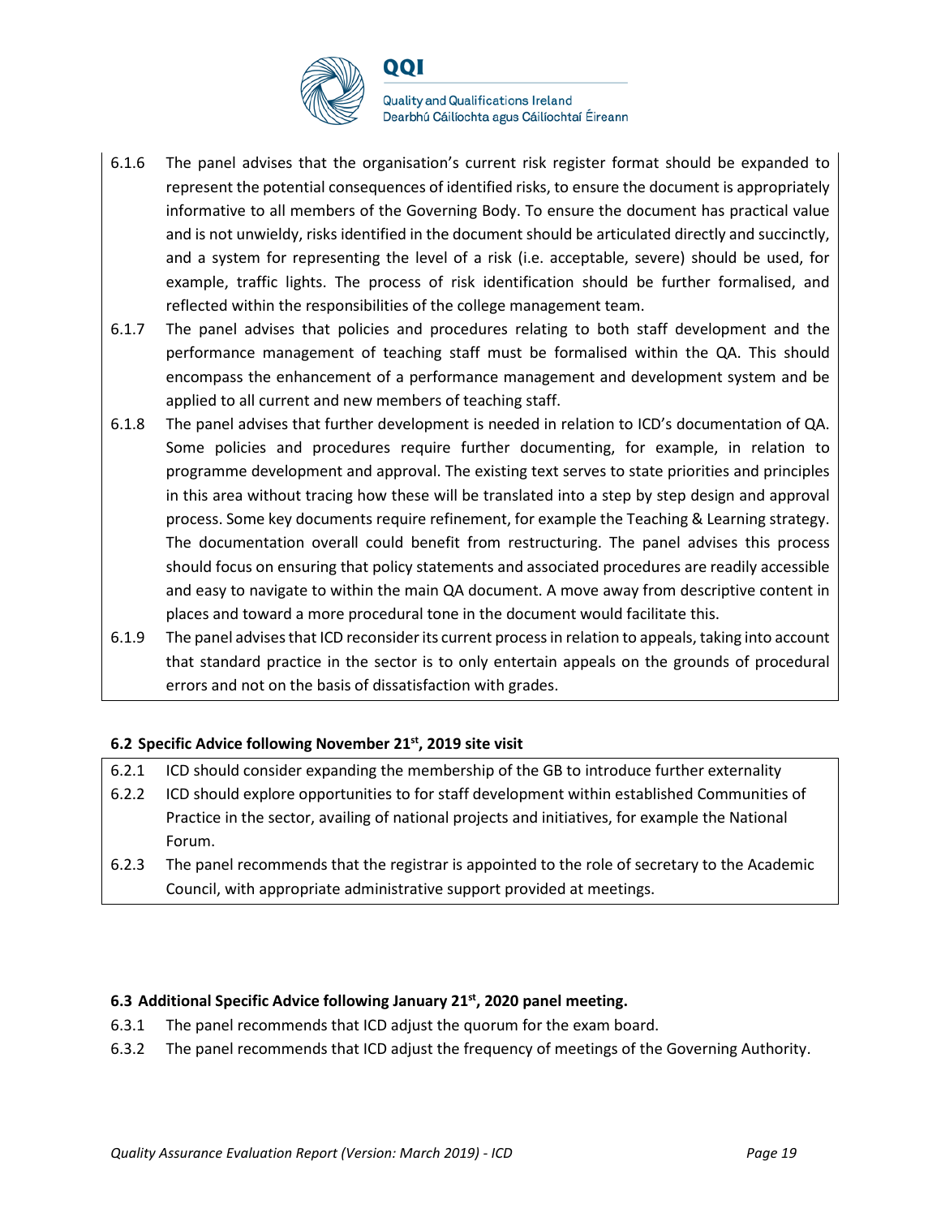| | |
|---|---|
| 6.1.6 | The panel advises that the organisation's current risk register format should be expanded to represent the potential consequences of identified risks, to ensure the document is appropriately informative to all members of the Governing Body. To ensure the document has practical value and is not unwieldy, risks identified in the document should be articulated directly and succinctly, and a system for representing the level of a risk (i.e. acceptable, severe) should be used, for example, traffic lights. The process of risk identification should be further formalised, and reflected within the responsibilities of the college management team. |
| 6.1.7 | The panel advises that policies and procedures relating to both staff development and the performance management of teaching staff must be formalised within the QA. This should encompass the enhancement of a performance management and development system and be applied to all current and new members of teaching staff. |
| 6.1.8 | The panel advises that further development is needed in relation to ICD's documentation of QA. Some policies and procedures require further documenting, for example, in relation to programme development and approval. The existing text serves to state priorities and principles in this area without tracing how these will be translated into a step by step design and approval process. Some key documents require refinement, for example the Teaching & Learning strategy. The documentation overall could benefit from restructuring. The panel advises this process should focus on ensuring that policy statements and associated procedures are readily accessible and easy to navigate to within the main QA document. A move away from descriptive content in places and toward a more procedural tone in the document would facilitate this. |
| 6.1.9 | The panel advises that ICD reconsider its current process in relation to appeals, taking into account that standard practice in the sector is to only entertain appeals on the grounds of procedural errors and not on the basis of dissatisfaction with grades. |

**6.2 Specific Advice following November 21st, 2019 site visit**

| | |
|---|---|
| 6.2.1 | ICD should consider expanding the membership of the GB to introduce further externality |
| 6.2.2 | ICD should explore opportunities to for staff development within established Communities of Practice in the sector, availing of national projects and initiatives, for example the National Forum. |
| 6.2.3 | The panel recommends that the registrar is appointed to the role of secretary to the Academic Council, with appropriate administrative support provided at meetings. |

**6.3 Additional Specific Advice following January 21st, 2020 panel meeting.**

6.3.1 The panel recommends that ICD adjust the quorum for the exam board.

6.3.2 The panel recommends that ICD adjust the frequency of meetings of the Governing Authority.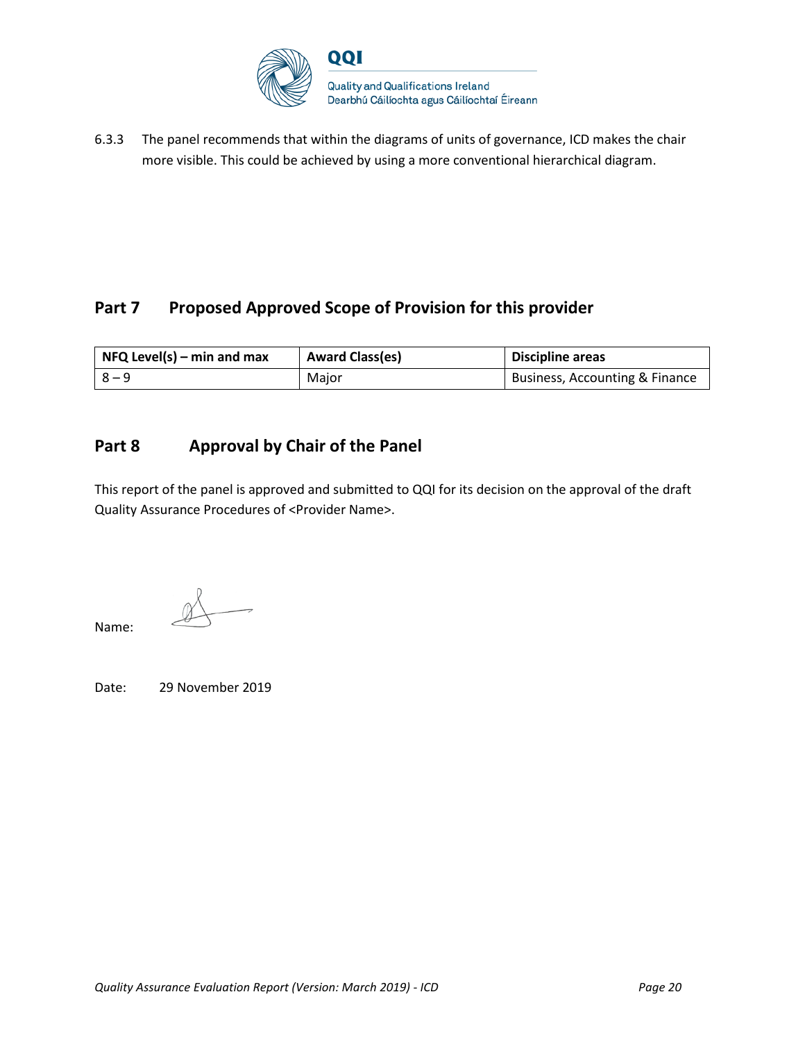6.3.3 The panel recommends that within the diagrams of units of governance, ICD makes the chair more visible. This could be achieved by using a more conventional hierarchical diagram.

## Part 7 Proposed Approved Scope of Provision for this provider

| NFQ Level(s) – min and max | Award Class(es) | Discipline areas |
|---|---|---|
| 8 – 9 | Major | Business, Accounting & Finance |

## Part 8 Approval by Chair of the Panel

This report of the panel is approved and submitted to QQI for its decision on the approval of the draft Quality Assurance Procedures of <Provider Name>.

Name:

Date: 29 November 2019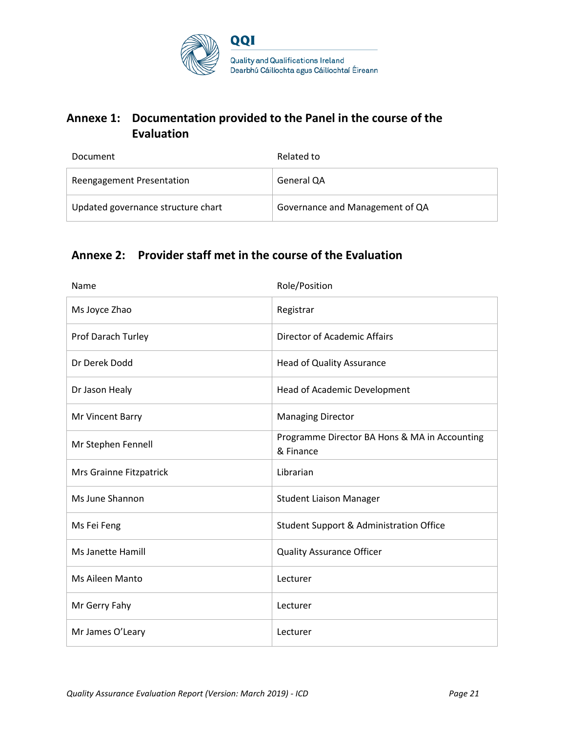## Annexe 1: Documentation provided to the Panel in the course of the Evaluation

| Document | Related to |
|---|---|
| Reengagement Presentation | General QA |
| Updated governance structure chart | Governance and Management of QA |

## Annexe 2: Provider staff met in the course of the Evaluation

| Name | Role/Position |
|---|---|
| Ms Joyce Zhao | Registrar |
| Prof Darach Turley | Director of Academic Affairs |
| Dr Derek Dodd | Head of Quality Assurance |
| Dr Jason Healy | Head of Academic Development |
| Mr Vincent Barry | Managing Director |
| Mr Stephen Fennell | Programme Director BA Hons & MA in Accounting & Finance |
| Mrs Grainne Fitzpatrick | Librarian |
| Ms June Shannon | Student Liaison Manager |
| Ms Fei Feng | Student Support & Administration Office |
| Ms Janette Hamill | Quality Assurance Officer |
| Ms Aileen Manto | Lecturer |
| Mr Gerry Fahy | Lecturer |
| Mr James O'Leary | Lecturer |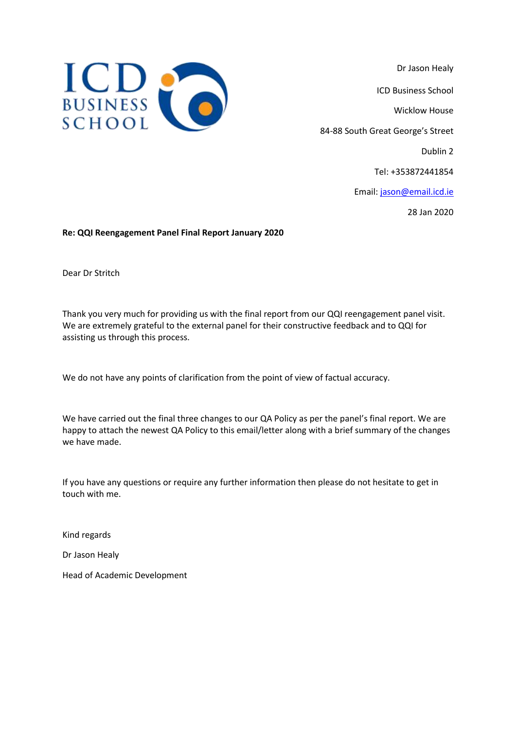ICD BUSINESS SCHOOL

Dr Jason Healy

ICD Business School

Wicklow House

84-88 South Great George's Street

Dublin 2

Tel: +353872441854

Email: jason@email.icd.ie

28 Jan 2020

**Re: QQI Reengagement Panel Final Report January 2020**

Dear Dr Stritch

Thank you very much for providing us with the final report from our QQI reengagement panel visit. We are extremely grateful to the external panel for their constructive feedback and to QQI for assisting us through this process.

We do not have any points of clarification from the point of view of factual accuracy.

We have carried out the final three changes to our QA Policy as per the panel's final report. We are happy to attach the newest QA Policy to this email/letter along with a brief summary of the changes we have made.

If you have any questions or require any further information then please do not hesitate to get in touch with me.

Kind regards

Dr Jason Healy

Head of Academic Development